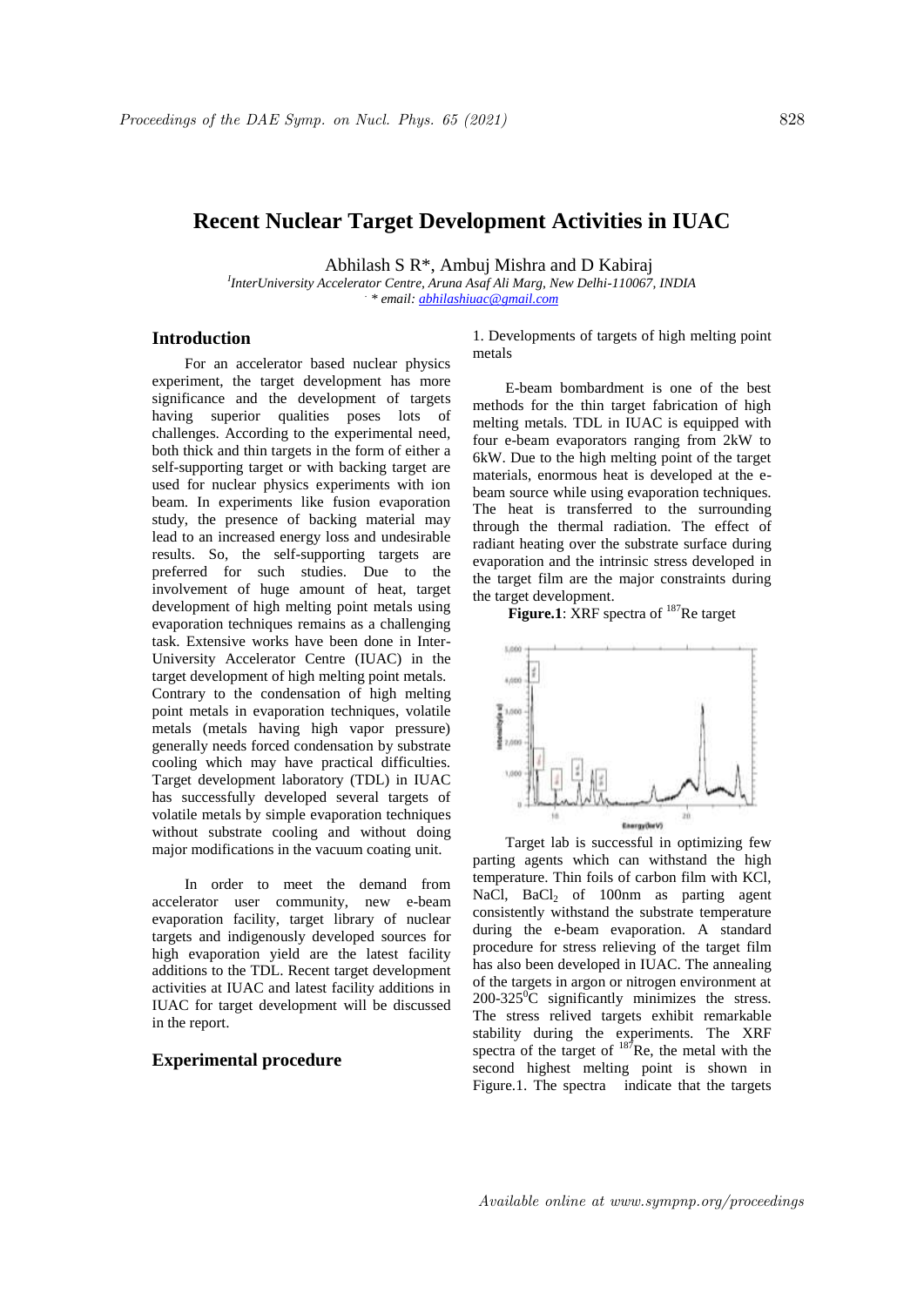# Recent Nuclear Target Development Activities in IUAC

Abhilash S R*, Ambuj Mishra and D Kabiraj

[1]InterUniversity Accelerator Centre, Aruna Asaf Ali Marg, New Delhi-110067, INDIA

* email: abhilashiuac@gmail.com

## Introduction

For an accelerator based nuclear physics experiment, the target development has more significance and the development of targets having superior qualities poses lots of challenges. According to the experimental need, both thick and thin targets in the form of either a self-supporting target or with backing target are used for nuclear physics experiments with ion beam. In experiments like fusion evaporation study, the presence of backing material may lead to an increased energy loss and undesirable results. So, the self-supporting targets are preferred for such studies. Due to the involvement of huge amount of heat, target development of high melting point metals using evaporation techniques remains as a challenging task. Extensive works have been done in Inter-University Accelerator Centre (IUAC) in the target development of high melting point metals. Contrary to the condensation of high melting point metals in evaporation techniques, volatile metals (metals having high vapor pressure) generally needs forced condensation by substrate cooling which may have practical difficulties. Target development laboratory (TDL) in IUAC has successfully developed several targets of volatile metals by simple evaporation techniques without substrate cooling and without doing major modifications in the vacuum coating unit.

In order to meet the demand from accelerator user community, new e-beam evaporation facility, target library of nuclear targets and indigenously developed sources for high evaporation yield are the latest facility additions to the TDL. Recent target development activities at IUAC and latest facility additions in IUAC for target development will be discussed in the report.

## Experimental procedure

1. Developments of targets of high melting point metals

E-beam bombardment is one of the best methods for the thin target fabrication of high melting metals. TDL in IUAC is equipped with four e-beam evaporators ranging from 2kW to 6kW. Due to the high melting point of the target materials, enormous heat is developed at the e-beam source while using evaporation techniques. The heat is transferred to the surrounding through the thermal radiation. The effect of radiant heating over the substrate surface during evaporation and the intrinsic stress developed in the target film are the major constraints during the target development.

**Figure.1**: XRF spectra of $^{187}$Re target

Target lab is successful in optimizing few parting agents which can withstand the high temperature. Thin foils of carbon film with KCl, NaCl, $BaCl_2$ of 100nm as parting agent consistently withstand the substrate temperature during the e-beam evaporation. A standard procedure for stress relieving of the target film has also been developed in IUAC. The annealing of the targets in argon or nitrogen environment at 200-325$^0$C significantly minimizes the stress. The stress relived targets exhibit remarkable stability during the experiments. The XRF spectra of the target of $^{187}$Re, the metal with the second highest melting point is shown in Figure.1. The spectra indicate that the targets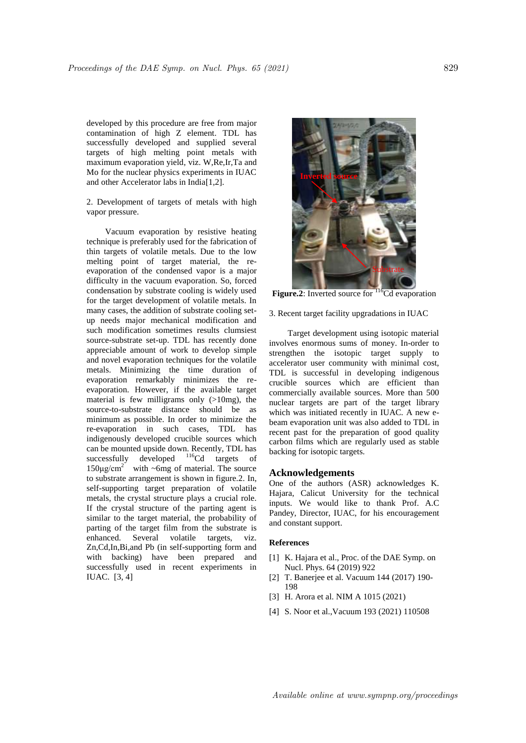developed by this procedure are free from major contamination of high Z element. TDL has successfully developed and supplied several targets of high melting point metals with maximum evaporation yield, viz. W,Re,Ir,Ta and Mo for the nuclear physics experiments in IUAC and other Accelerator labs in India[1,2].

2. Development of targets of metals with high vapor pressure.

Vacuum evaporation by resistive heating technique is preferably used for the fabrication of thin targets of volatile metals. Due to the low melting point of target material, the re-evaporation of the condensed vapor is a major difficulty in the vacuum evaporation. So, forced condensation by substrate cooling is widely used for the target development of volatile metals. In many cases, the addition of substrate cooling set-up needs major mechanical modification and such modification sometimes results clumsiest source-substrate set-up. TDL has recently done appreciable amount of work to develop simple and novel evaporation techniques for the volatile metals. Minimizing the time duration of evaporation remarkably minimizes the re-evaporation. However, if the available target material is few milligrams only (>10mg), the source-to-substrate distance should be as minimum as possible. In order to minimize the re-evaporation in such cases, TDL has indigenously developed crucible sources which can be mounted upside down. Recently, TDL has successfully developed $^{116}$Cd targets of $150\mu g/cm^2$ with ~6mg of material. The source to substrate arrangement is shown in figure.2. In, self-supporting target preparation of volatile metals, the crystal structure plays a crucial role. If the crystal structure of the parting agent is similar to the target material, the probability of parting of the target film from the substrate is enhanced. Several volatile targets, viz. Zn,Cd,In,Bi,and Pb (in self-supporting form and with backing) have been prepared and successfully used in recent experiments in IUAC. [3, 4]

Inverted source

Substrate

**Figure.2**: Inverted source for $^{116}$Cd evaporation

3. Recent target facility upgradations in IUAC

Target development using isotopic material involves enormous sums of money. In-order to strengthen the isotopic target supply to accelerator user community with minimal cost, TDL is successful in developing indigenous crucible sources which are efficient than commercially available sources. More than 500 nuclear targets are part of the target library which was initiated recently in IUAC. A new e-beam evaporation unit was also added to TDL in recent past for the preparation of good quality carbon films which are regularly used as stable backing for isotopic targets.

## Acknowledgements

One of the authors (ASR) acknowledges K. Hajara, Calicut University for the technical inputs. We would like to thank Prof. A.C Pandey, Director, IUAC, for his encouragement and constant support.

### References

[1] K. Hajara et al., Proc. of the DAE Symp. on Nucl. Phys. 64 (2019) 922

[2] T. Banerjee et al. Vacuum 144 (2017) 190-198

[3] H. Arora et al. NIM A 1015 (2021)

[4] S. Noor et al.,Vacuum 193 (2021) 110508